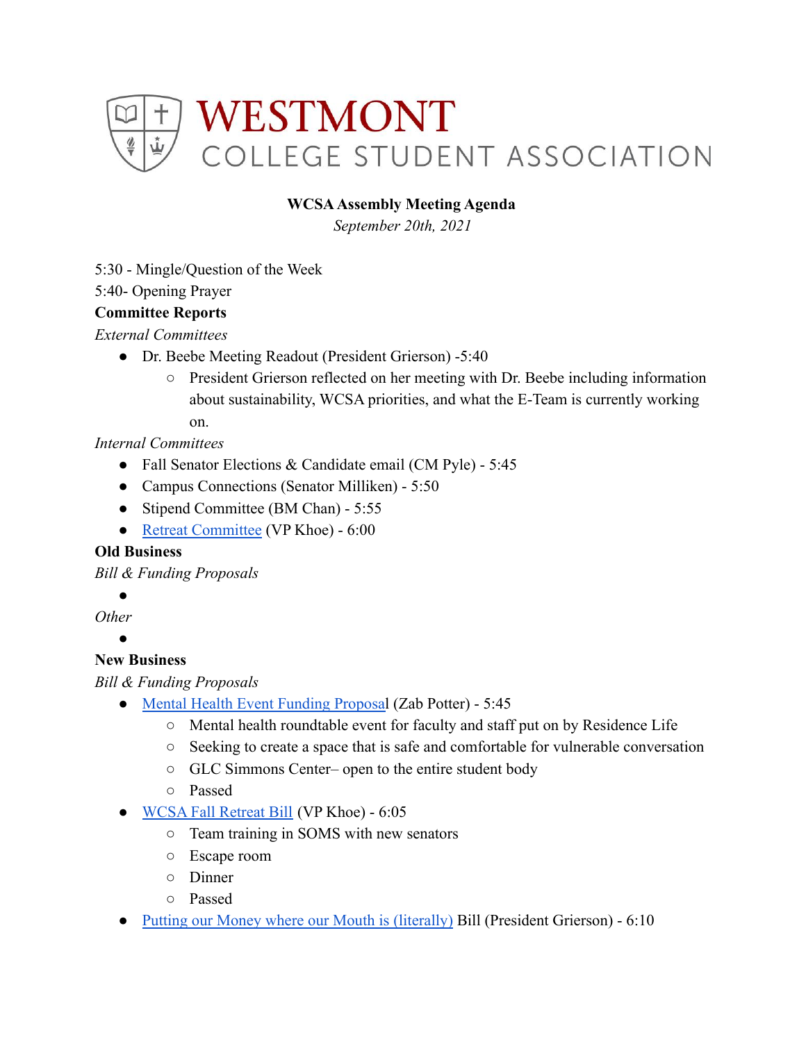WESTMONT

COLLEGE STUDENT ASSOCIATION

**WCSA Assembly Meeting Agenda**

*September 20th, 2021*

5:30 - Mingle/Question of the Week

5:40- Opening Prayer

**Committee Reports**

*External Committees*

- Dr. Beebe Meeting Readout (President Grierson) -5:40
  - President Grierson reflected on her meeting with Dr. Beebe including information about sustainability, WCSA priorities, and what the E-Team is currently working on.

*Internal Committees*

- Fall Senator Elections & Candidate email (CM Pyle) - 5:45
- Campus Connections (Senator Milliken) - 5:50
- Stipend Committee (BM Chan) - 5:55
- Retreat Committee (VP Khoe) - 6:00

**Old Business**

*Bill & Funding Proposals*

-

*Other*

-

**New Business**

*Bill & Funding Proposals*

- Mental Health Event Funding Proposal (Zab Potter) - 5:45
  - Mental health roundtable event for faculty and staff put on by Residence Life
  - Seeking to create a space that is safe and comfortable for vulnerable conversation
  - GLC Simmons Center– open to the entire student body
  - Passed
- WCSA Fall Retreat Bill (VP Khoe) - 6:05
  - Team training in SOMS with new senators
  - Escape room
  - Dinner
  - Passed
- Putting our Money where our Mouth is (literally) Bill (President Grierson) - 6:10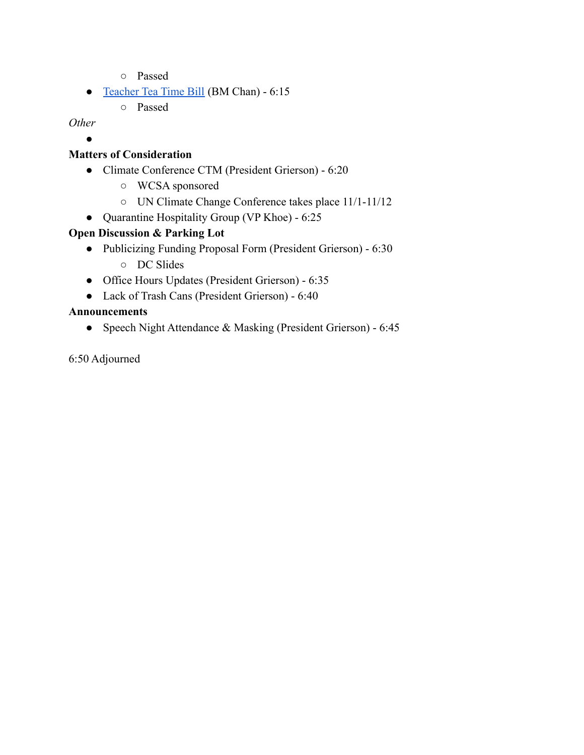- Passed
- Teacher Tea Time Bill (BM Chan) - 6:15
  - Passed

*Other*

- 

**Matters of Consideration**

- Climate Conference CTM (President Grierson) - 6:20
  - WCSA sponsored
  - UN Climate Change Conference takes place 11/1-11/12
- Quarantine Hospitality Group (VP Khoe) - 6:25

**Open Discussion & Parking Lot**

- Publicizing Funding Proposal Form (President Grierson) - 6:30
  - DC Slides
- Office Hours Updates (President Grierson) - 6:35
- Lack of Trash Cans (President Grierson) - 6:40

**Announcements**

- Speech Night Attendance & Masking (President Grierson) - 6:45

6:50 Adjourned